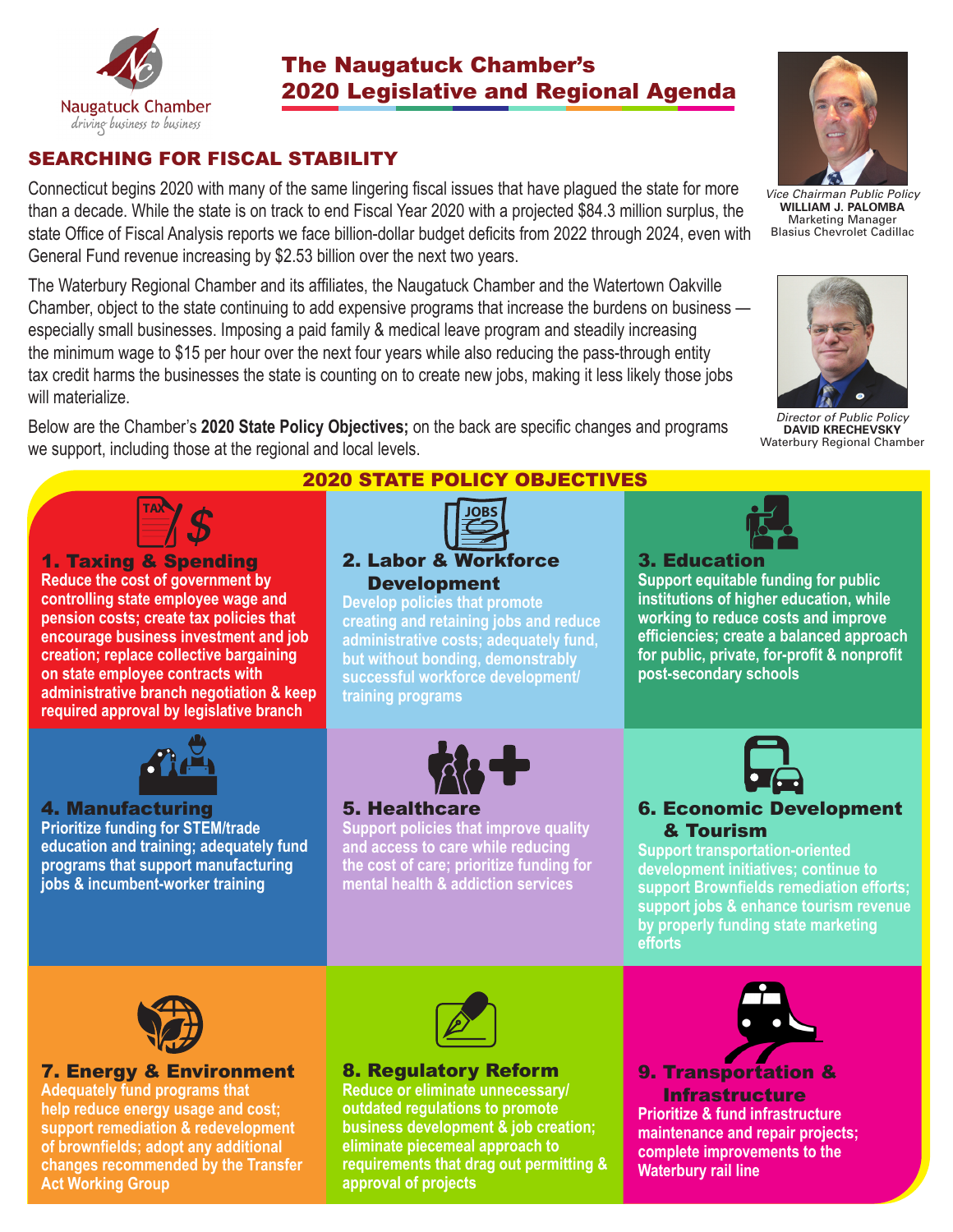Naugatuck Chamber
*driving business to business*

# The Naugatuck Chamber's 2020 Legislative and Regional Agenda

## SEARCHING FOR FISCAL STABILITY

Connecticut begins 2020 with many of the same lingering fiscal issues that have plagued the state for more than a decade. While the state is on track to end Fiscal Year 2020 with a projected $84.3 million surplus, the state Office of Fiscal Analysis reports we face billion-dollar budget deficits from 2022 through 2024, even with General Fund revenue increasing by $2.53 billion over the next two years.

The Waterbury Regional Chamber and its affiliates, the Naugatuck Chamber and the Watertown Oakville Chamber, object to the state continuing to add expensive programs that increase the burdens on business — especially small businesses. Imposing a paid family & medical leave program and steadily increasing the minimum wage to $15 per hour over the next four years while also reducing the pass-through entity tax credit harms the businesses the state is counting on to create new jobs, making it less likely those jobs will materialize.

Below are the Chamber's **2020 State Policy Objectives;** on the back are specific changes and programs we support, including those at the regional and local levels.

*Vice Chairman Public Policy*
**WILLIAM J. PALOMBA**
Marketing Manager
Blasius Chevrolet Cadillac

*Director of Public Policy*
**DAVID KRECHEVSKY**
Waterbury Regional Chamber

## 2020 STATE POLICY OBJECTIVES

### 1. Taxing & Spending
**Reduce the cost of government by controlling state employee wage and pension costs; create tax policies that encourage business investment and job creation; replace collective bargaining on state employee contracts with administrative branch negotiation & keep required approval by legislative branch**

### 2. Labor & Workforce Development
**Develop policies that promote creating and retaining jobs and reduce administrative costs; adequately fund, but without bonding, demonstrably successful workforce development/ training programs**

### 3. Education
**Support equitable funding for public institutions of higher education, while working to reduce costs and improve efficiencies; create a balanced approach for public, private, for-profit & nonprofit post-secondary schools**

### 4. Manufacturing
**Prioritize funding for STEM/trade education and training; adequately fund programs that support manufacturing jobs & incumbent-worker training**

### 5. Healthcare
**Support policies that improve quality and access to care while reducing the cost of care; prioritize funding for mental health & addiction services**

### 6. Economic Development & Tourism
**Support transportation-oriented development initiatives; continue to support Brownfields remediation efforts; support jobs & enhance tourism revenue by properly funding state marketing efforts**

### 7. Energy & Environment
**Adequately fund programs that help reduce energy usage and cost; support remediation & redevelopment of brownfields; adopt any additional changes recommended by the Transfer Act Working Group**

### 8. Regulatory Reform
**Reduce or eliminate unnecessary/ outdated regulations to promote business development & job creation; eliminate piecemeal approach to requirements that drag out permitting & approval of projects**

### 9. Transportation & Infrastructure
**Prioritize & fund infrastructure maintenance and repair projects; complete improvements to the Waterbury rail line**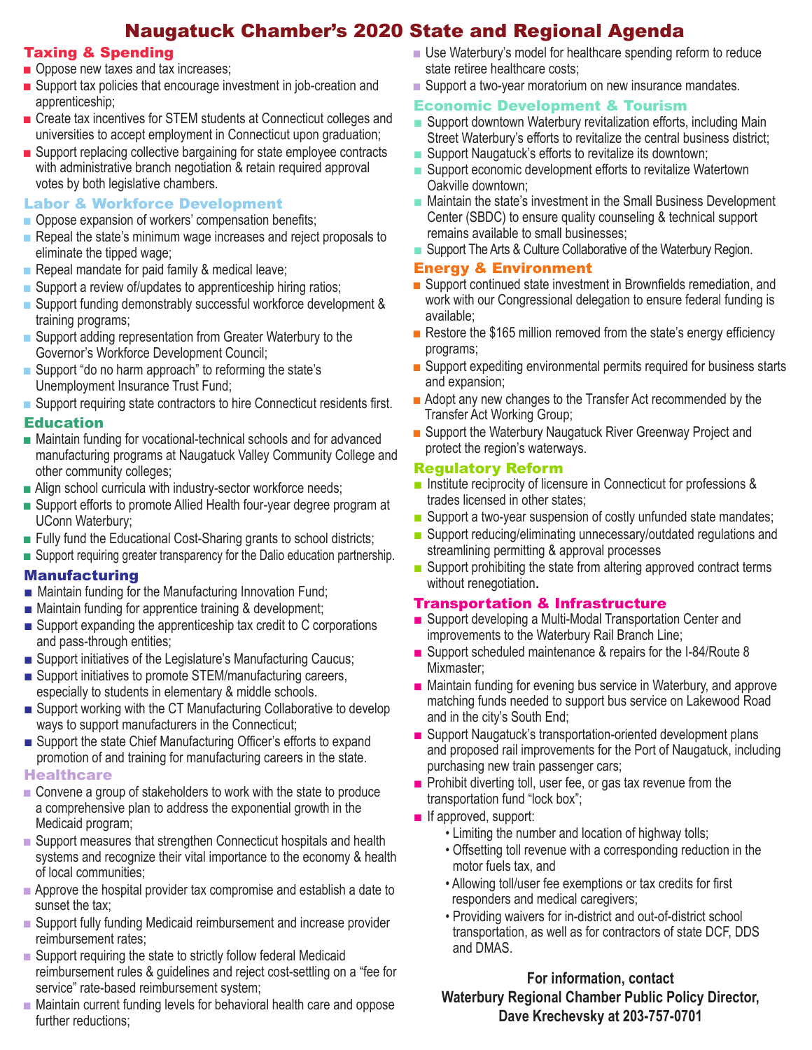# Naugatuck Chamber's 2020 State and Regional Agenda

## Taxing & Spending

- Oppose new taxes and tax increases;
- Support tax policies that encourage investment in job-creation and apprenticeship;
- Create tax incentives for STEM students at Connecticut colleges and universities to accept employment in Connecticut upon graduation;
- Support replacing collective bargaining for state employee contracts with administrative branch negotiation & retain required approval votes by both legislative chambers.

## Labor & Workforce Development

- Oppose expansion of workers' compensation benefits;
- Repeal the state's minimum wage increases and reject proposals to eliminate the tipped wage;
- Repeal mandate for paid family & medical leave;
- Support a review of/updates to apprenticeship hiring ratios;
- Support funding demonstrably successful workforce development & training programs;
- Support adding representation from Greater Waterbury to the Governor's Workforce Development Council;
- Support "do no harm approach" to reforming the state's Unemployment Insurance Trust Fund;
- Support requiring state contractors to hire Connecticut residents first.

## Education

- Maintain funding for vocational-technical schools and for advanced manufacturing programs at Naugatuck Valley Community College and other community colleges;
- Align school curricula with industry-sector workforce needs;
- Support efforts to promote Allied Health four-year degree program at UConn Waterbury;
- Fully fund the Educational Cost-Sharing grants to school districts;
- Support requiring greater transparency for the Dalio education partnership.

## Manufacturing

- Maintain funding for the Manufacturing Innovation Fund;
- Maintain funding for apprentice training & development;
- Support expanding the apprenticeship tax credit to C corporations and pass-through entities;
- Support initiatives of the Legislature's Manufacturing Caucus;
- Support initiatives to promote STEM/manufacturing careers, especially to students in elementary & middle schools.
- Support working with the CT Manufacturing Collaborative to develop ways to support manufacturers in the Connecticut;
- Support the state Chief Manufacturing Officer's efforts to expand promotion of and training for manufacturing careers in the state.

## Healthcare

- Convene a group of stakeholders to work with the state to produce a comprehensive plan to address the exponential growth in the Medicaid program;
- Support measures that strengthen Connecticut hospitals and health systems and recognize their vital importance to the economy & health of local communities;
- Approve the hospital provider tax compromise and establish a date to sunset the tax;
- Support fully funding Medicaid reimbursement and increase provider reimbursement rates;
- Support requiring the state to strictly follow federal Medicaid reimbursement rules & guidelines and reject cost-settling on a "fee for service" rate-based reimbursement system;
- Maintain current funding levels for behavioral health care and oppose further reductions;
- Use Waterbury's model for healthcare spending reform to reduce state retiree healthcare costs;
- Support a two-year moratorium on new insurance mandates.

## Economic Development & Tourism

- Support downtown Waterbury revitalization efforts, including Main Street Waterbury's efforts to revitalize the central business district;
- Support Naugatuck's efforts to revitalize its downtown;
- Support economic development efforts to revitalize Watertown Oakville downtown;
- Maintain the state's investment in the Small Business Development Center (SBDC) to ensure quality counseling & technical support remains available to small businesses;
- Support The Arts & Culture Collaborative of the Waterbury Region.

## Energy & Environment

- Support continued state investment in Brownfields remediation, and work with our Congressional delegation to ensure federal funding is available;
- Restore the $165 million removed from the state's energy efficiency programs;
- Support expediting environmental permits required for business starts and expansion;
- Adopt any new changes to the Transfer Act recommended by the Transfer Act Working Group;
- Support the Waterbury Naugatuck River Greenway Project and protect the region's waterways.

## Regulatory Reform

- Institute reciprocity of licensure in Connecticut for professions & trades licensed in other states;
- Support a two-year suspension of costly unfunded state mandates;
- Support reducing/eliminating unnecessary/outdated regulations and streamlining permitting & approval processes
- Support prohibiting the state from altering approved contract terms without renegotiation.

## Transportation & Infrastructure

- Support developing a Multi-Modal Transportation Center and improvements to the Waterbury Rail Branch Line;
- Support scheduled maintenance & repairs for the I-84/Route 8 Mixmaster;
- Maintain funding for evening bus service in Waterbury, and approve matching funds needed to support bus service on Lakewood Road and in the city's South End;
- Support Naugatuck's transportation-oriented development plans and proposed rail improvements for the Port of Naugatuck, including purchasing new train passenger cars;
- Prohibit diverting toll, user fee, or gas tax revenue from the transportation fund "lock box";
- If approved, support:
  - Limiting the number and location of highway tolls;
  - Offsetting toll revenue with a corresponding reduction in the motor fuels tax, and
  - Allowing toll/user fee exemptions or tax credits for first responders and medical caregivers;
  - Providing waivers for in-district and out-of-district school transportation, as well as for contractors of state DCF, DDS and DMAS.

**For information, contact**
**Waterbury Regional Chamber Public Policy Director,**
**Dave Krechevsky at 203-757-0701**